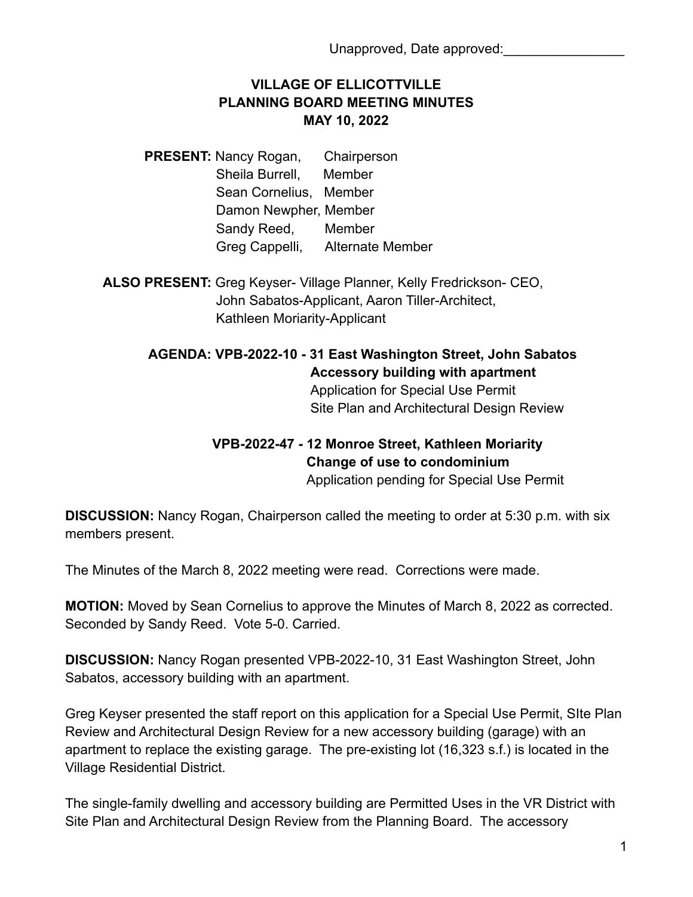Unapproved, Date approved:________________

**VILLAGE OF ELLICOTTVILLE**
**PLANNING BOARD MEETING MINUTES**
**MAY 10, 2022**

**PRESENT:** Nancy Rogan, Chairperson
Sheila Burrell, Member
Sean Cornelius, Member
Damon Newpher, Member
Sandy Reed, Member
Greg Cappelli, Alternate Member

**ALSO PRESENT:** Greg Keyser- Village Planner, Kelly Fredrickson- CEO,
John Sabatos-Applicant, Aaron Tiller-Architect,
Kathleen Moriarity-Applicant

**AGENDA: VPB-2022-10 - 31 East Washington Street, John Sabatos**
**Accessory building with apartment**
Application for Special Use Permit
Site Plan and Architectural Design Review

**VPB-2022-47 - 12 Monroe Street, Kathleen Moriarity**
**Change of use to condominium**
Application pending for Special Use Permit

**DISCUSSION:** Nancy Rogan, Chairperson called the meeting to order at 5:30 p.m. with six members present.

The Minutes of the March 8, 2022 meeting were read. Corrections were made.

**MOTION:** Moved by Sean Cornelius to approve the Minutes of March 8, 2022 as corrected. Seconded by Sandy Reed. Vote 5-0. Carried.

**DISCUSSION:** Nancy Rogan presented VPB-2022-10, 31 East Washington Street, John Sabatos, accessory building with an apartment.

Greg Keyser presented the staff report on this application for a Special Use Permit, SIte Plan Review and Architectural Design Review for a new accessory building (garage) with an apartment to replace the existing garage. The pre-existing lot (16,323 s.f.) is located in the Village Residential District.

The single-family dwelling and accessory building are Permitted Uses in the VR District with Site Plan and Architectural Design Review from the Planning Board. The accessory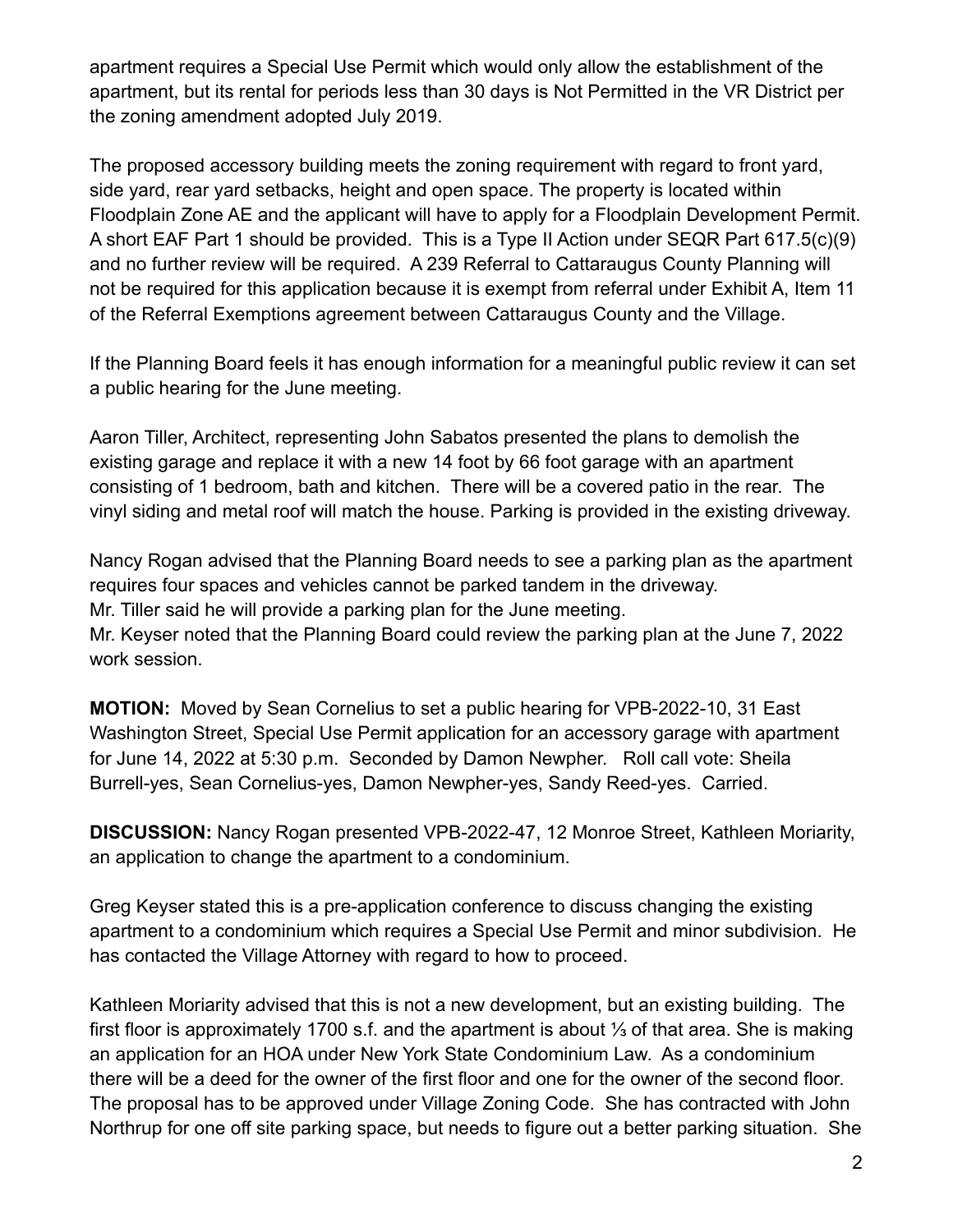apartment requires a Special Use Permit which would only allow the establishment of the apartment, but its rental for periods less than 30 days is Not Permitted in the VR District per the zoning amendment adopted July 2019.

The proposed accessory building meets the zoning requirement with regard to front yard, side yard, rear yard setbacks, height and open space. The property is located within Floodplain Zone AE and the applicant will have to apply for a Floodplain Development Permit. A short EAF Part 1 should be provided. This is a Type II Action under SEQR Part 617.5(c)(9) and no further review will be required. A 239 Referral to Cattaraugus County Planning will not be required for this application because it is exempt from referral under Exhibit A, Item 11 of the Referral Exemptions agreement between Cattaraugus County and the Village.

If the Planning Board feels it has enough information for a meaningful public review it can set a public hearing for the June meeting.

Aaron Tiller, Architect, representing John Sabatos presented the plans to demolish the existing garage and replace it with a new 14 foot by 66 foot garage with an apartment consisting of 1 bedroom, bath and kitchen. There will be a covered patio in the rear. The vinyl siding and metal roof will match the house. Parking is provided in the existing driveway.

Nancy Rogan advised that the Planning Board needs to see a parking plan as the apartment requires four spaces and vehicles cannot be parked tandem in the driveway.
Mr. Tiller said he will provide a parking plan for the June meeting.
Mr. Keyser noted that the Planning Board could review the parking plan at the June 7, 2022 work session.

**MOTION:** Moved by Sean Cornelius to set a public hearing for VPB-2022-10, 31 East Washington Street, Special Use Permit application for an accessory garage with apartment for June 14, 2022 at 5:30 p.m. Seconded by Damon Newpher. Roll call vote: Sheila Burrell-yes, Sean Cornelius-yes, Damon Newpher-yes, Sandy Reed-yes. Carried.

**DISCUSSION:** Nancy Rogan presented VPB-2022-47, 12 Monroe Street, Kathleen Moriarity, an application to change the apartment to a condominium.

Greg Keyser stated this is a pre-application conference to discuss changing the existing apartment to a condominium which requires a Special Use Permit and minor subdivision. He has contacted the Village Attorney with regard to how to proceed.

Kathleen Moriarity advised that this is not a new development, but an existing building. The first floor is approximately 1700 s.f. and the apartment is about ⅓ of that area. She is making an application for an HOA under New York State Condominium Law. As a condominium there will be a deed for the owner of the first floor and one for the owner of the second floor. The proposal has to be approved under Village Zoning Code. She has contracted with John Northrup for one off site parking space, but needs to figure out a better parking situation. She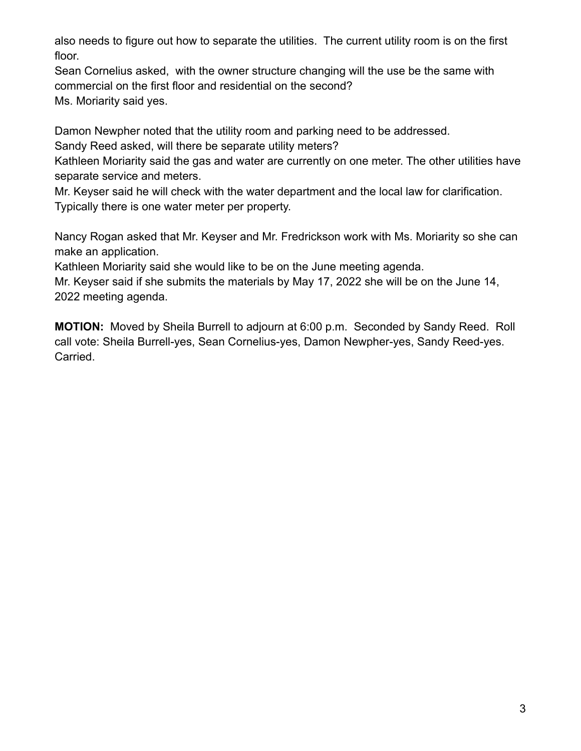also needs to figure out how to separate the utilities. The current utility room is on the first floor.

Sean Cornelius asked, with the owner structure changing will the use be the same with commercial on the first floor and residential on the second?

Ms. Moriarity said yes.

Damon Newpher noted that the utility room and parking need to be addressed.

Sandy Reed asked, will there be separate utility meters?

Kathleen Moriarity said the gas and water are currently on one meter. The other utilities have separate service and meters.

Mr. Keyser said he will check with the water department and the local law for clarification. Typically there is one water meter per property.

Nancy Rogan asked that Mr. Keyser and Mr. Fredrickson work with Ms. Moriarity so she can make an application.

Kathleen Moriarity said she would like to be on the June meeting agenda.

Mr. Keyser said if she submits the materials by May 17, 2022 she will be on the June 14, 2022 meeting agenda.

**MOTION:** Moved by Sheila Burrell to adjourn at 6:00 p.m. Seconded by Sandy Reed. Roll call vote: Sheila Burrell-yes, Sean Cornelius-yes, Damon Newpher-yes, Sandy Reed-yes. Carried.